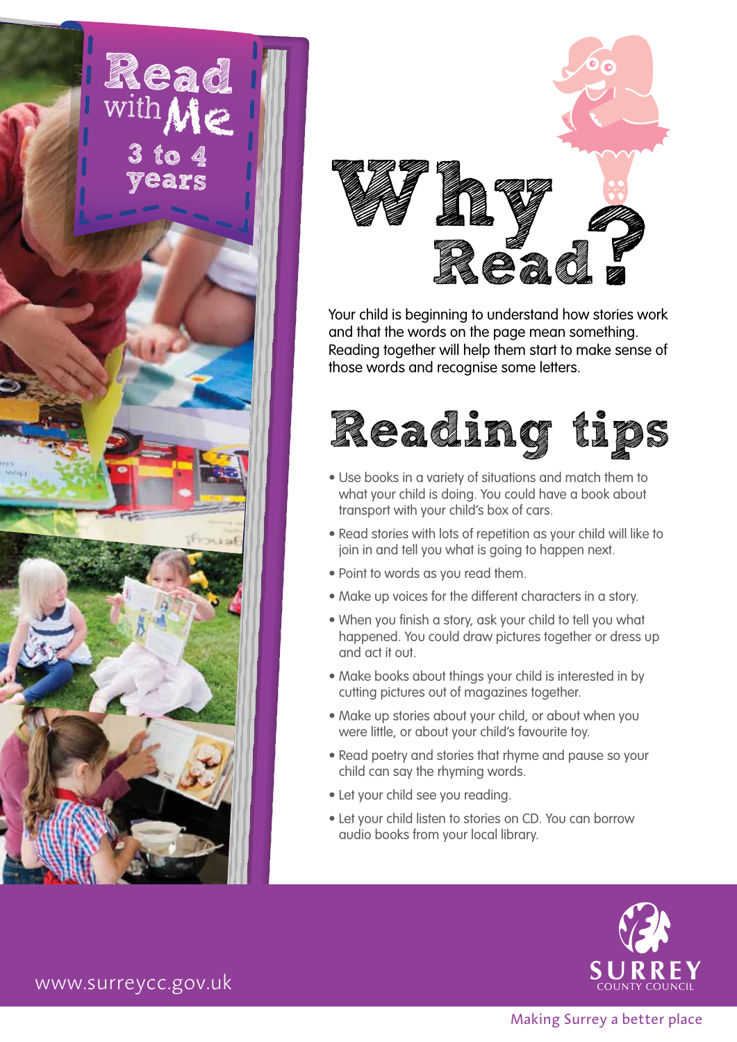# Read with Me

## 3 to 4 years

# Why Read?

Your child is beginning to understand how stories work and that the words on the page mean something. Reading together will help them start to make sense of those words and recognise some letters.

# Reading tips

- Use books in a variety of situations and match them to what your child is doing. You could have a book about transport with your child's box of cars.
- Read stories with lots of repetition as your child will like to join in and tell you what is going to happen next.
- Point to words as you read them.
- Make up voices for the different characters in a story.
- When you finish a story, ask your child to tell you what happened. You could draw pictures together or dress up and act it out.
- Make books about things your child is interested in by cutting pictures out of magazines together.
- Make up stories about your child, or about when you were little, or about your child's favourite toy.
- Read poetry and stories that rhyme and pause so your child can say the rhyming words.
- Let your child see you reading.
- Let your child listen to stories on CD. You can borrow audio books from your local library.

www.surreycc.gov.uk

SURREY COUNTY COUNCIL

Making Surrey a better place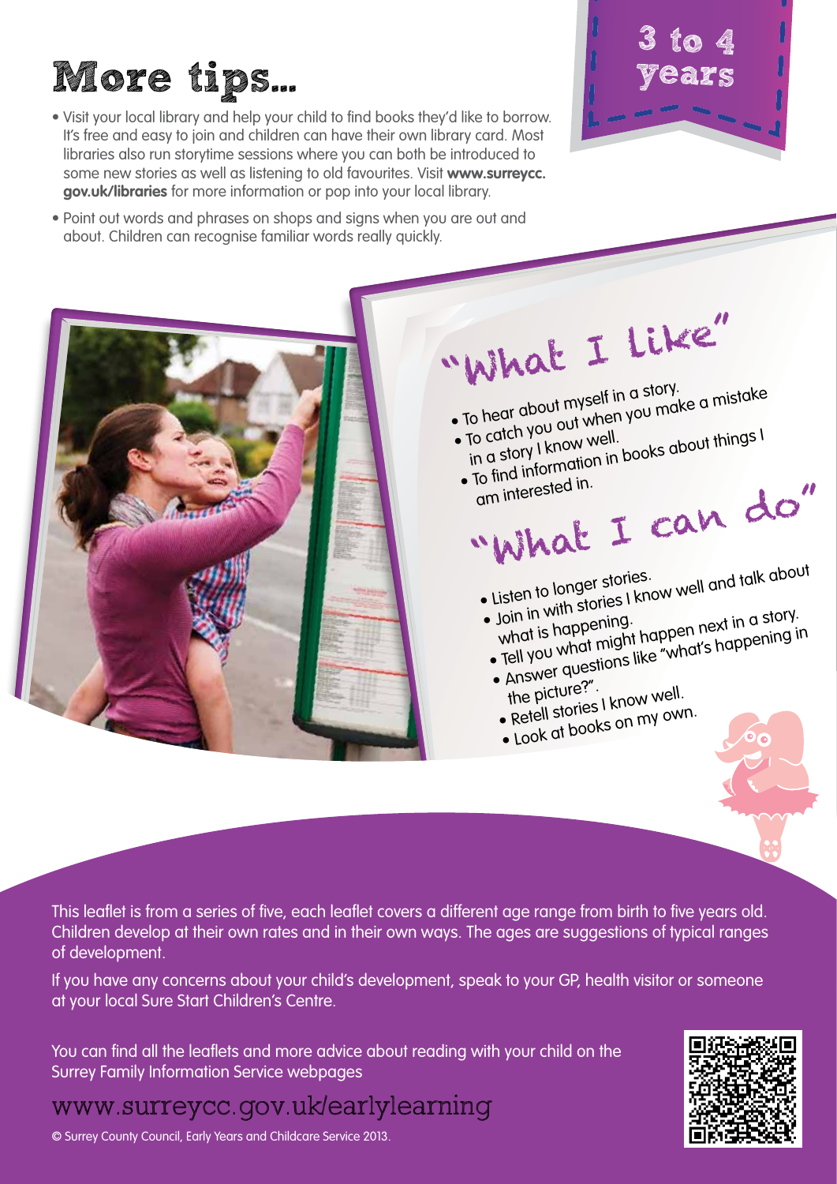# More tips...

3 to 4 years

- Visit your local library and help your child to find books they'd like to borrow. It's free and easy to join and children can have their own library card. Most libraries also run storytime sessions where you can both be introduced to some new stories as well as listening to old favourites. Visit **www.surreycc.gov.uk/libraries** for more information or pop into your local library.
- Point out words and phrases on shops and signs when you are out and about. Children can recognise familiar words really quickly.

## "What I like"

- To hear about myself in a story.
- To catch you out when you make a mistake in a story I know well.
- To find information in books about things I am interested in.

## "What I can do"

- Listen to longer stories.
- Join in with stories I know well and talk about what is happening.
- Tell you what might happen next in a story.
- Answer questions like "what's happening in the picture?".
- Retell stories I know well.
- Look at books on my own.

This leaflet is from a series of five, each leaflet covers a different age range from birth to five years old. Children develop at their own rates and in their own ways. The ages are suggestions of typical ranges of development.

If you have any concerns about your child's development, speak to your GP, health visitor or someone at your local Sure Start Children's Centre.

You can find all the leaflets and more advice about reading with your child on the Surrey Family Information Service webpages

www.surreycc.gov.uk/earlylearning

© Surrey County Council, Early Years and Childcare Service 2013.